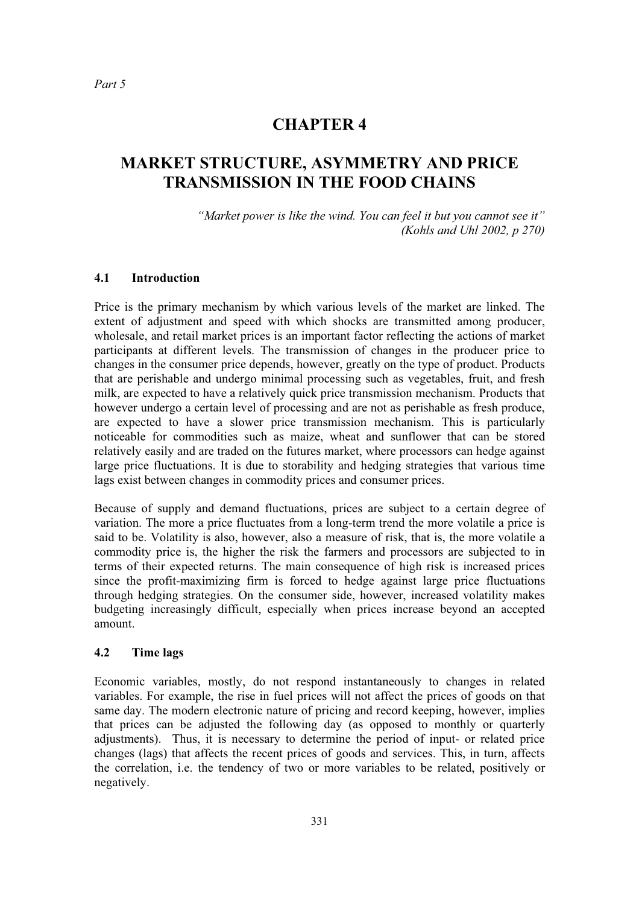*Part 5*

# CHAPTER 4

# MARKET STRUCTURE, ASYMMETRY AND PRICE TRANSMISSION IN THE FOOD CHAINS

> *"Market power is like the wind. You can feel it but you cannot see it"*
> *(Kohls and Uhl 2002, p 270)*

## 4.1 Introduction

Price is the primary mechanism by which various levels of the market are linked. The extent of adjustment and speed with which shocks are transmitted among producer, wholesale, and retail market prices is an important factor reflecting the actions of market participants at different levels. The transmission of changes in the producer price to changes in the consumer price depends, however, greatly on the type of product. Products that are perishable and undergo minimal processing such as vegetables, fruit, and fresh milk, are expected to have a relatively quick price transmission mechanism. Products that however undergo a certain level of processing and are not as perishable as fresh produce, are expected to have a slower price transmission mechanism. This is particularly noticeable for commodities such as maize, wheat and sunflower that can be stored relatively easily and are traded on the futures market, where processors can hedge against large price fluctuations. It is due to storability and hedging strategies that various time lags exist between changes in commodity prices and consumer prices.

Because of supply and demand fluctuations, prices are subject to a certain degree of variation. The more a price fluctuates from a long-term trend the more volatile a price is said to be. Volatility is also, however, also a measure of risk, that is, the more volatile a commodity price is, the higher the risk the farmers and processors are subjected to in terms of their expected returns. The main consequence of high risk is increased prices since the profit-maximizing firm is forced to hedge against large price fluctuations through hedging strategies. On the consumer side, however, increased volatility makes budgeting increasingly difficult, especially when prices increase beyond an accepted amount.

## 4.2 Time lags

Economic variables, mostly, do not respond instantaneously to changes in related variables. For example, the rise in fuel prices will not affect the prices of goods on that same day. The modern electronic nature of pricing and record keeping, however, implies that prices can be adjusted the following day (as opposed to monthly or quarterly adjustments). Thus, it is necessary to determine the period of input- or related price changes (lags) that affects the recent prices of goods and services. This, in turn, affects the correlation, i.e. the tendency of two or more variables to be related, positively or negatively.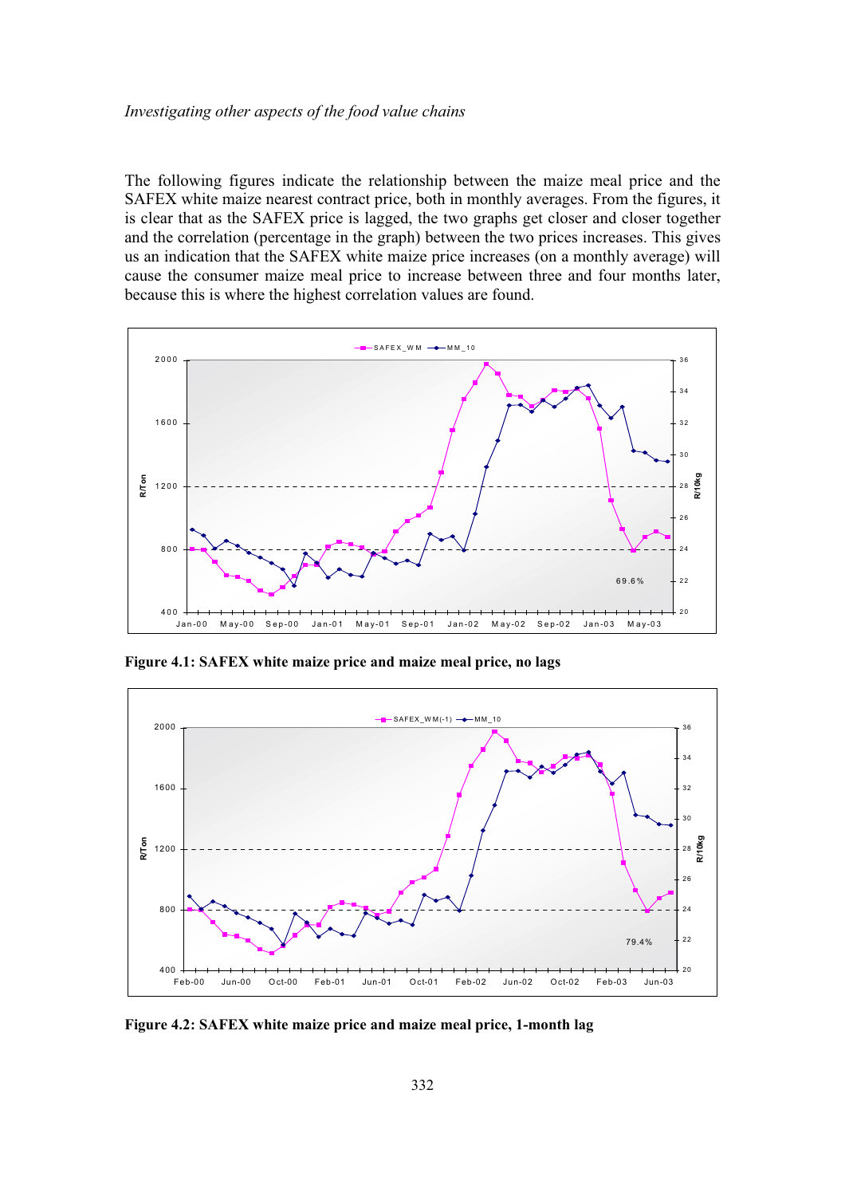The following figures indicate the relationship between the maize meal price and the SAFEX white maize nearest contract price, both in monthly averages. From the figures, it is clear that as the SAFEX price is lagged, the two graphs get closer and closer together and the correlation (percentage in the graph) between the two prices increases. This gives us an indication that the SAFEX white maize price increases (on a monthly average) will cause the consumer maize meal price to increase between three and four months later, because this is where the highest correlation values are found.

**Figure 4.1: SAFEX white maize price and maize meal price, no lags**

**Figure 4.2: SAFEX white maize price and maize meal price, 1-month lag**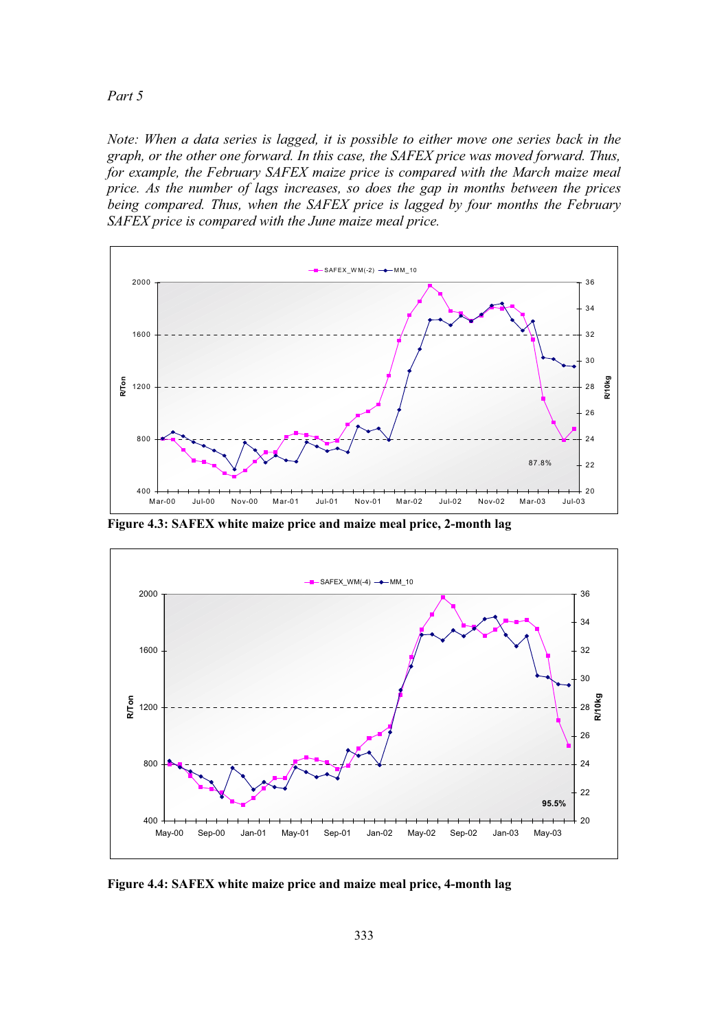*Part 5*

*Note: When a data series is lagged, it is possible to either move one series back in the graph, or the other one forward. In this case, the SAFEX price was moved forward. Thus, for example, the February SAFEX maize price is compared with the March maize meal price. As the number of lags increases, so does the gap in months between the prices being compared. Thus, when the SAFEX price is lagged by four months the February SAFEX price is compared with the June maize meal price.*

**Figure 4.3: SAFEX white maize price and maize meal price, 2-month lag**

**Figure 4.4: SAFEX white maize price and maize meal price, 4-month lag**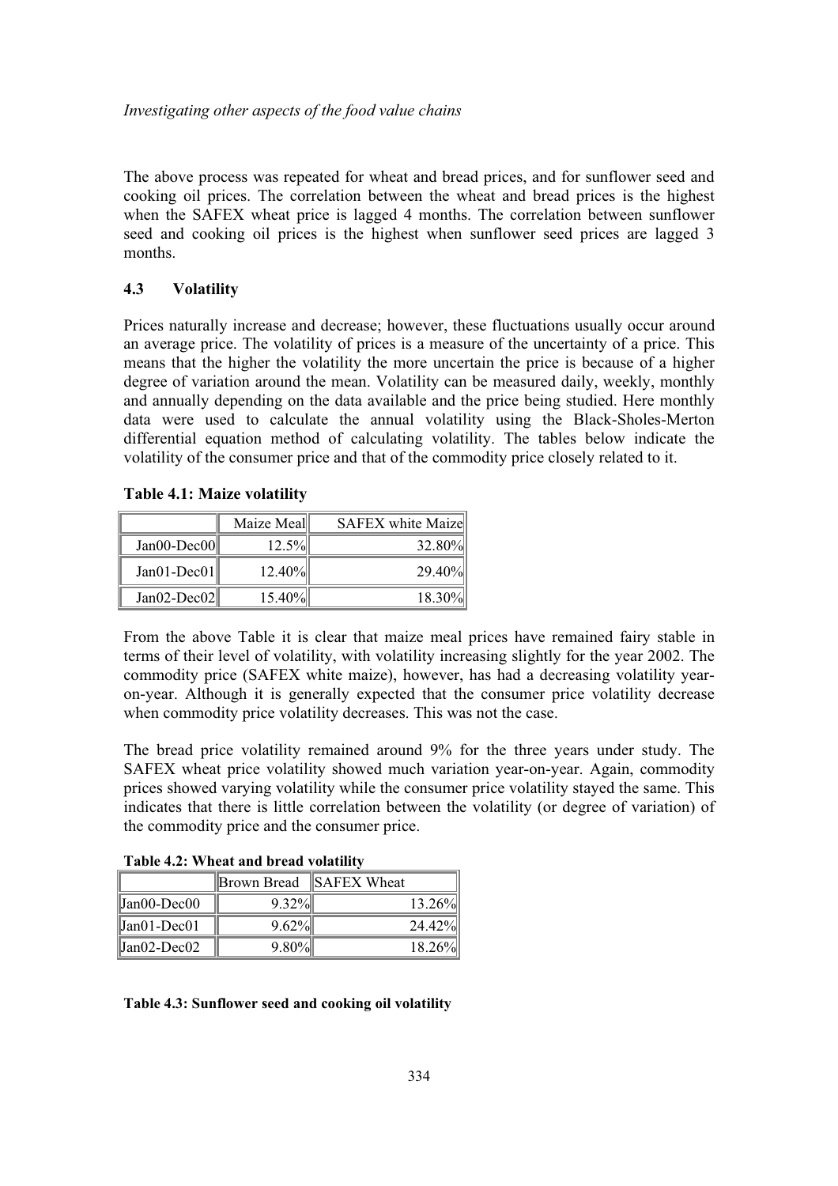The above process was repeated for wheat and bread prices, and for sunflower seed and cooking oil prices. The correlation between the wheat and bread prices is the highest when the SAFEX wheat price is lagged 4 months. The correlation between sunflower seed and cooking oil prices is the highest when sunflower seed prices are lagged 3 months.

### 4.3 Volatility

Prices naturally increase and decrease; however, these fluctuations usually occur around an average price. The volatility of prices is a measure of the uncertainty of a price. This means that the higher the volatility the more uncertain the price is because of a higher degree of variation around the mean. Volatility can be measured daily, weekly, monthly and annually depending on the data available and the price being studied. Here monthly data were used to calculate the annual volatility using the Black-Sholes-Merton differential equation method of calculating volatility. The tables below indicate the volatility of the consumer price and that of the commodity price closely related to it.

**Table 4.1: Maize volatility**

| | Maize Meal | SAFEX white Maize |
|---|---|---|
| Jan00-Dec00 | 12.5% | 32.80% |
| Jan01-Dec01 | 12.40% | 29.40% |
| Jan02-Dec02 | 15.40% | 18.30% |

From the above Table it is clear that maize meal prices have remained fairy stable in terms of their level of volatility, with volatility increasing slightly for the year 2002. The commodity price (SAFEX white maize), however, has had a decreasing volatility year-on-year. Although it is generally expected that the consumer price volatility decrease when commodity price volatility decreases. This was not the case.

The bread price volatility remained around 9% for the three years under study. The SAFEX wheat price volatility showed much variation year-on-year. Again, commodity prices showed varying volatility while the consumer price volatility stayed the same. This indicates that there is little correlation between the volatility (or degree of variation) of the commodity price and the consumer price.

**Table 4.2: Wheat and bread volatility**

| | Brown Bread | SAFEX Wheat |
|---|---|---|
| Jan00-Dec00 | 9.32% | 13.26% |
| Jan01-Dec01 | 9.62% | 24.42% |
| Jan02-Dec02 | 9.80% | 18.26% |

**Table 4.3: Sunflower seed and cooking oil volatility**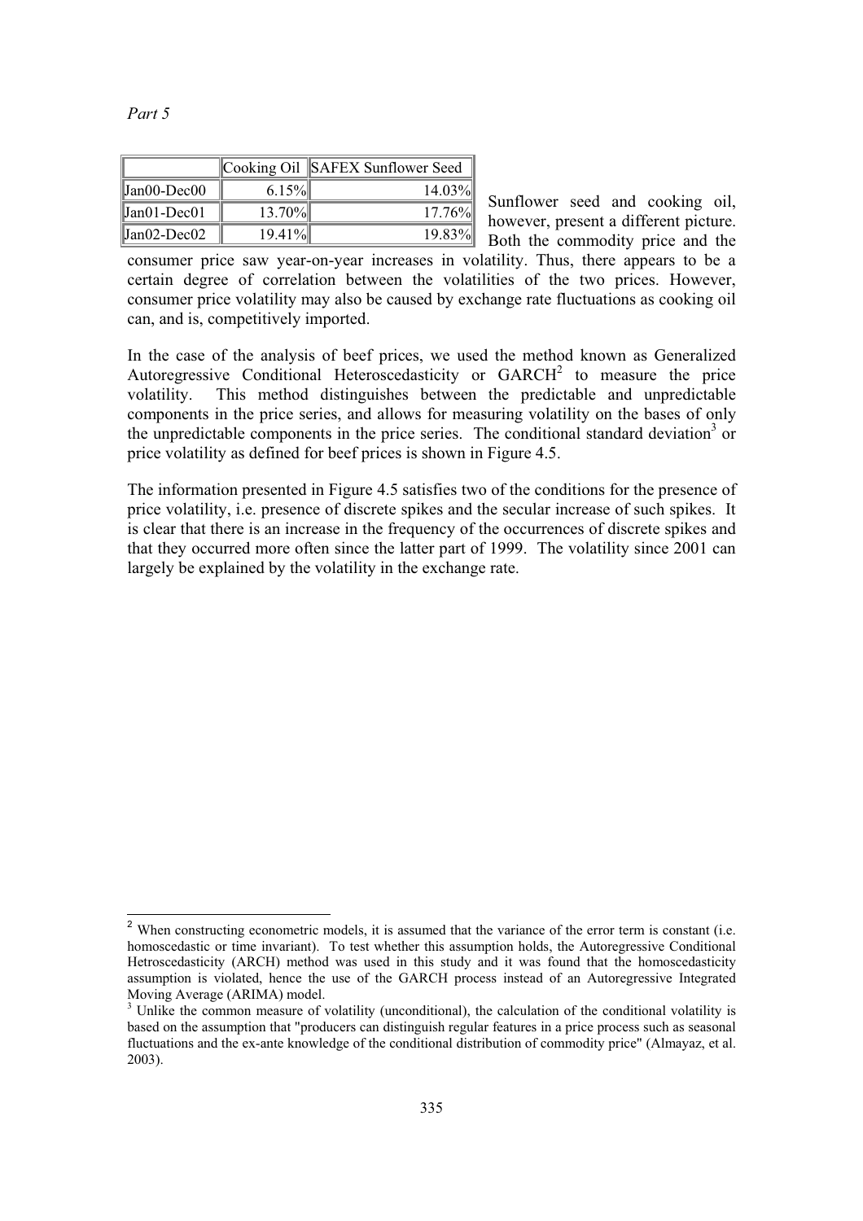*Part 5*

| | Cooking Oil | SAFEX Sunflower Seed |
|---|---|---|
| Jan00-Dec00 | 6.15% | 14.03% |
| Jan01-Dec01 | 13.70% | 17.76% |
| Jan02-Dec02 | 19.41% | 19.83% |

Sunflower seed and cooking oil, however, present a different picture. Both the commodity price and the consumer price saw year-on-year increases in volatility. Thus, there appears to be a certain degree of correlation between the volatilities of the two prices. However, consumer price volatility may also be caused by exchange rate fluctuations as cooking oil can, and is, competitively imported.

In the case of the analysis of beef prices, we used the method known as Generalized Autoregressive Conditional Heteroscedasticity or GARCH[2] to measure the price volatility. This method distinguishes between the predictable and unpredictable components in the price series, and allows for measuring volatility on the bases of only the unpredictable components in the price series. The conditional standard deviation[3] or price volatility as defined for beef prices is shown in Figure 4.5.

The information presented in Figure 4.5 satisfies two of the conditions for the presence of price volatility, i.e. presence of discrete spikes and the secular increase of such spikes. It is clear that there is an increase in the frequency of the occurrences of discrete spikes and that they occurred more often since the latter part of 1999. The volatility since 2001 can largely be explained by the volatility in the exchange rate.

---

[2] When constructing econometric models, it is assumed that the variance of the error term is constant (i.e. homoscedastic or time invariant). To test whether this assumption holds, the Autoregressive Conditional Hetroscedasticity (ARCH) method was used in this study and it was found that the homoscedasticity assumption is violated, hence the use of the GARCH process instead of an Autoregressive Integrated Moving Average (ARIMA) model.

[3] Unlike the common measure of volatility (unconditional), the calculation of the conditional volatility is based on the assumption that "producers can distinguish regular features in a price process such as seasonal fluctuations and the ex-ante knowledge of the conditional distribution of commodity price" (Almayaz, et al. 2003).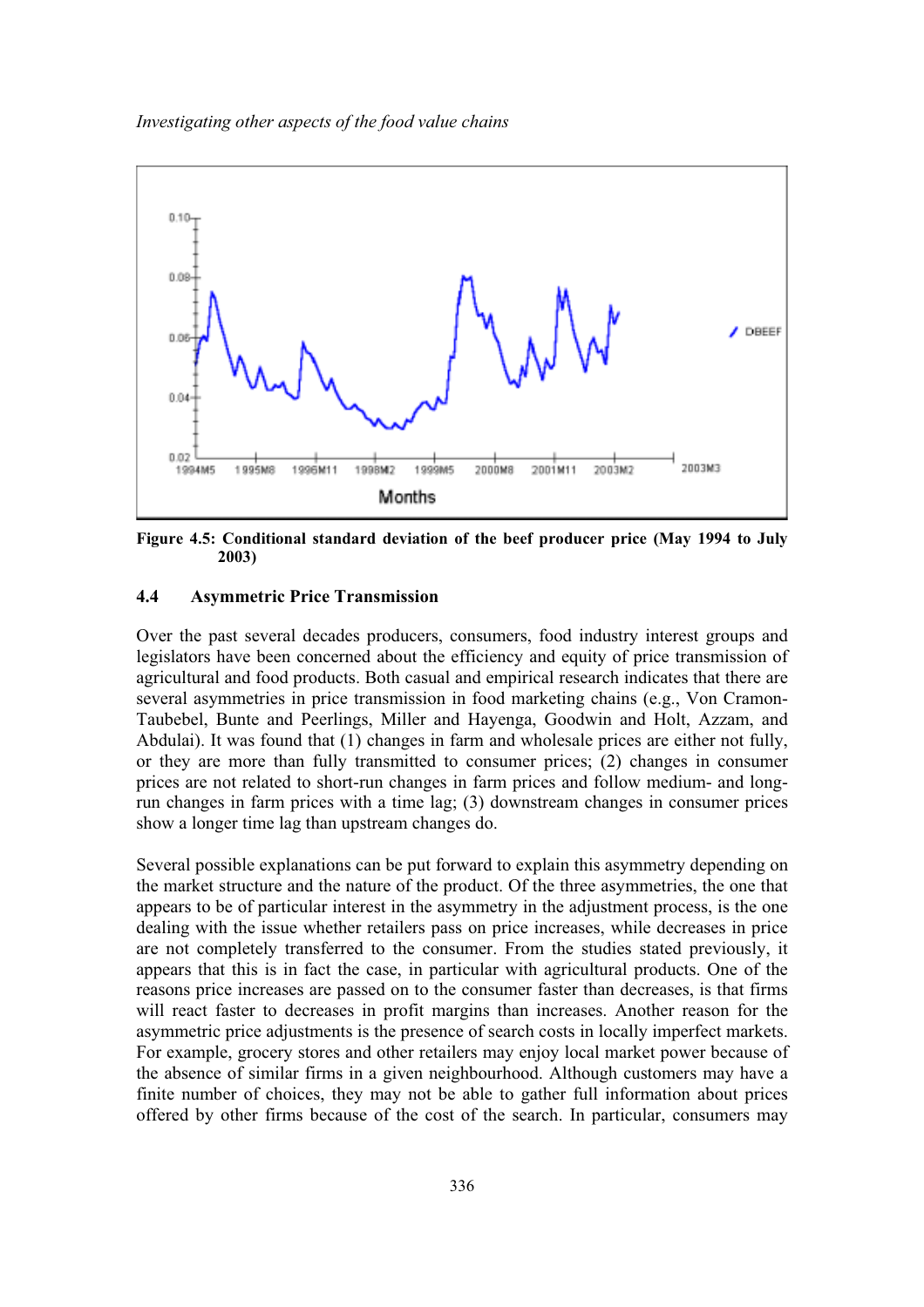Figure 4.5: Conditional standard deviation of the beef producer price (May 1994 to July 2003)

### 4.4 Asymmetric Price Transmission

Over the past several decades producers, consumers, food industry interest groups and legislators have been concerned about the efficiency and equity of price transmission of agricultural and food products. Both casual and empirical research indicates that there are several asymmetries in price transmission in food marketing chains (e.g., Von Cramon-Taubebel, Bunte and Peerlings, Miller and Hayenga, Goodwin and Holt, Azzam, and Abdulai). It was found that (1) changes in farm and wholesale prices are either not fully, or they are more than fully transmitted to consumer prices; (2) changes in consumer prices are not related to short-run changes in farm prices and follow medium- and long-run changes in farm prices with a time lag; (3) downstream changes in consumer prices show a longer time lag than upstream changes do.

Several possible explanations can be put forward to explain this asymmetry depending on the market structure and the nature of the product. Of the three asymmetries, the one that appears to be of particular interest in the asymmetry in the adjustment process, is the one dealing with the issue whether retailers pass on price increases, while decreases in price are not completely transferred to the consumer. From the studies stated previously, it appears that this is in fact the case, in particular with agricultural products. One of the reasons price increases are passed on to the consumer faster than decreases, is that firms will react faster to decreases in profit margins than increases. Another reason for the asymmetric price adjustments is the presence of search costs in locally imperfect markets. For example, grocery stores and other retailers may enjoy local market power because of the absence of similar firms in a given neighbourhood. Although customers may have a finite number of choices, they may not be able to gather full information about prices offered by other firms because of the cost of the search. In particular, consumers may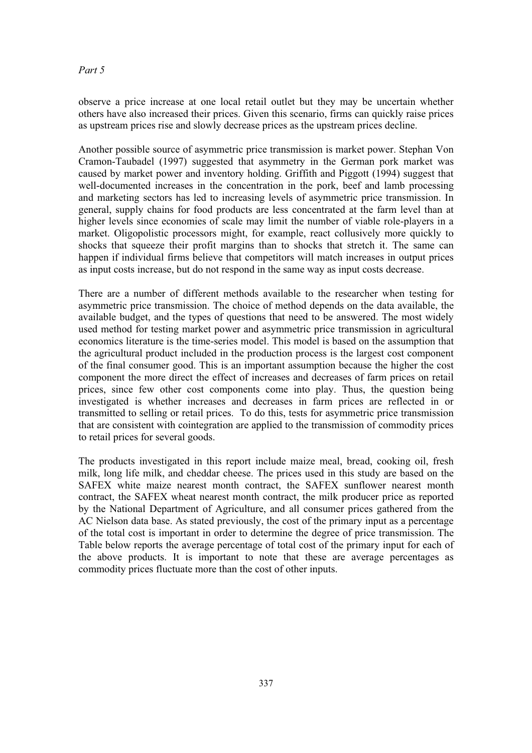observe a price increase at one local retail outlet but they may be uncertain whether others have also increased their prices. Given this scenario, firms can quickly raise prices as upstream prices rise and slowly decrease prices as the upstream prices decline.

Another possible source of asymmetric price transmission is market power. Stephan Von Cramon-Taubadel (1997) suggested that asymmetry in the German pork market was caused by market power and inventory holding. Griffith and Piggott (1994) suggest that well-documented increases in the concentration in the pork, beef and lamb processing and marketing sectors has led to increasing levels of asymmetric price transmission. In general, supply chains for food products are less concentrated at the farm level than at higher levels since economies of scale may limit the number of viable role-players in a market. Oligopolistic processors might, for example, react collusively more quickly to shocks that squeeze their profit margins than to shocks that stretch it. The same can happen if individual firms believe that competitors will match increases in output prices as input costs increase, but do not respond in the same way as input costs decrease.

There are a number of different methods available to the researcher when testing for asymmetric price transmission. The choice of method depends on the data available, the available budget, and the types of questions that need to be answered. The most widely used method for testing market power and asymmetric price transmission in agricultural economics literature is the time-series model. This model is based on the assumption that the agricultural product included in the production process is the largest cost component of the final consumer good. This is an important assumption because the higher the cost component the more direct the effect of increases and decreases of farm prices on retail prices, since few other cost components come into play. Thus, the question being investigated is whether increases and decreases in farm prices are reflected in or transmitted to selling or retail prices. To do this, tests for asymmetric price transmission that are consistent with cointegration are applied to the transmission of commodity prices to retail prices for several goods.

The products investigated in this report include maize meal, bread, cooking oil, fresh milk, long life milk, and cheddar cheese. The prices used in this study are based on the SAFEX white maize nearest month contract, the SAFEX sunflower nearest month contract, the SAFEX wheat nearest month contract, the milk producer price as reported by the National Department of Agriculture, and all consumer prices gathered from the AC Nielson data base. As stated previously, the cost of the primary input as a percentage of the total cost is important in order to determine the degree of price transmission. The Table below reports the average percentage of total cost of the primary input for each of the above products. It is important to note that these are average percentages as commodity prices fluctuate more than the cost of other inputs.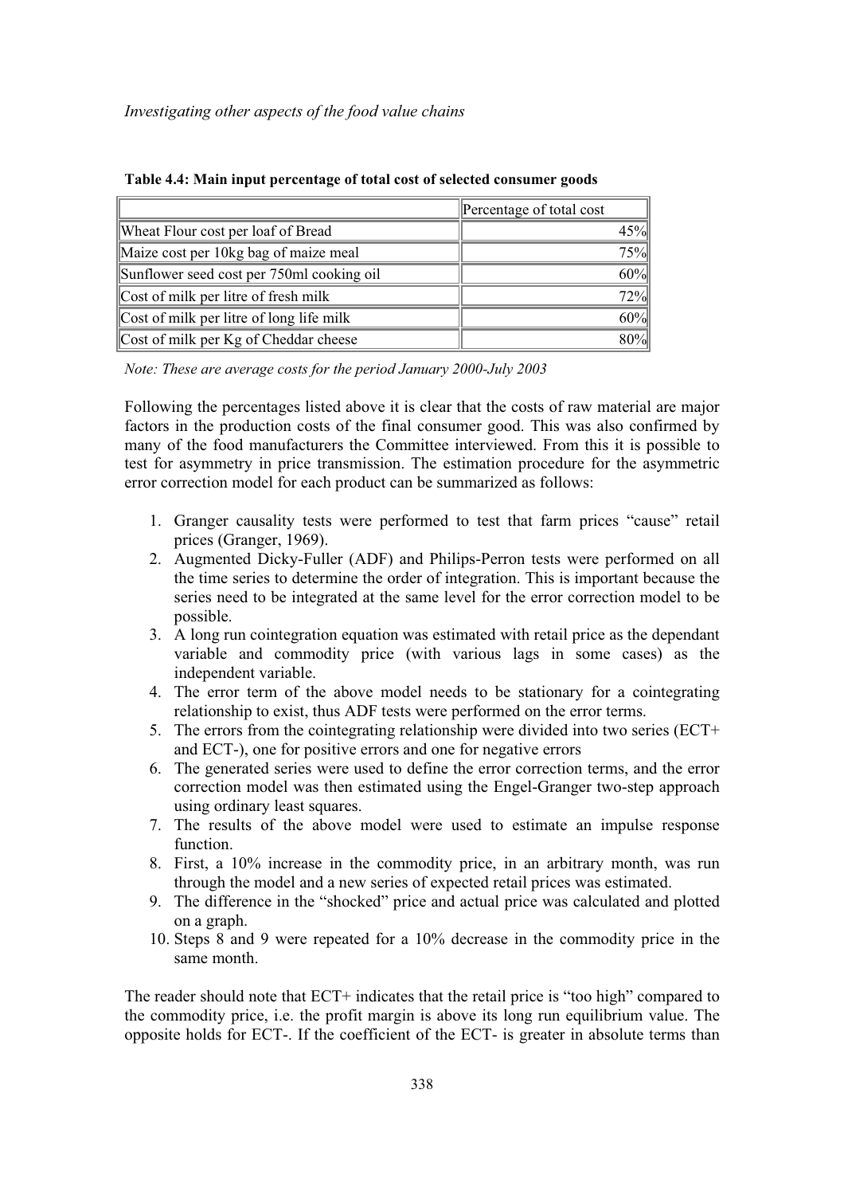*Investigating other aspects of the food value chains*

**Table 4.4: Main input percentage of total cost of selected consumer goods**

| | Percentage of total cost |
|---|---|
| Wheat Flour cost per loaf of Bread | 45% |
| Maize cost per 10kg bag of maize meal | 75% |
| Sunflower seed cost per 750ml cooking oil | 60% |
| Cost of milk per litre of fresh milk | 72% |
| Cost of milk per litre of long life milk | 60% |
| Cost of milk per Kg of Cheddar cheese | 80% |

*Note: These are average costs for the period January 2000-July 2003*

Following the percentages listed above it is clear that the costs of raw material are major factors in the production costs of the final consumer good. This was also confirmed by many of the food manufacturers the Committee interviewed. From this it is possible to test for asymmetry in price transmission. The estimation procedure for the asymmetric error correction model for each product can be summarized as follows:

1. Granger causality tests were performed to test that farm prices "cause" retail prices (Granger, 1969).
2. Augmented Dicky-Fuller (ADF) and Philips-Perron tests were performed on all the time series to determine the order of integration. This is important because the series need to be integrated at the same level for the error correction model to be possible.
3. A long run cointegration equation was estimated with retail price as the dependant variable and commodity price (with various lags in some cases) as the independent variable.
4. The error term of the above model needs to be stationary for a cointegrating relationship to exist, thus ADF tests were performed on the error terms.
5. The errors from the cointegrating relationship were divided into two series (ECT+ and ECT-), one for positive errors and one for negative errors
6. The generated series were used to define the error correction terms, and the error correction model was then estimated using the Engel-Granger two-step approach using ordinary least squares.
7. The results of the above model were used to estimate an impulse response function.
8. First, a 10% increase in the commodity price, in an arbitrary month, was run through the model and a new series of expected retail prices was estimated.
9. The difference in the "shocked" price and actual price was calculated and plotted on a graph.
10. Steps 8 and 9 were repeated for a 10% decrease in the commodity price in the same month.

The reader should note that ECT+ indicates that the retail price is "too high" compared to the commodity price, i.e. the profit margin is above its long run equilibrium value. The opposite holds for ECT-. If the coefficient of the ECT- is greater in absolute terms than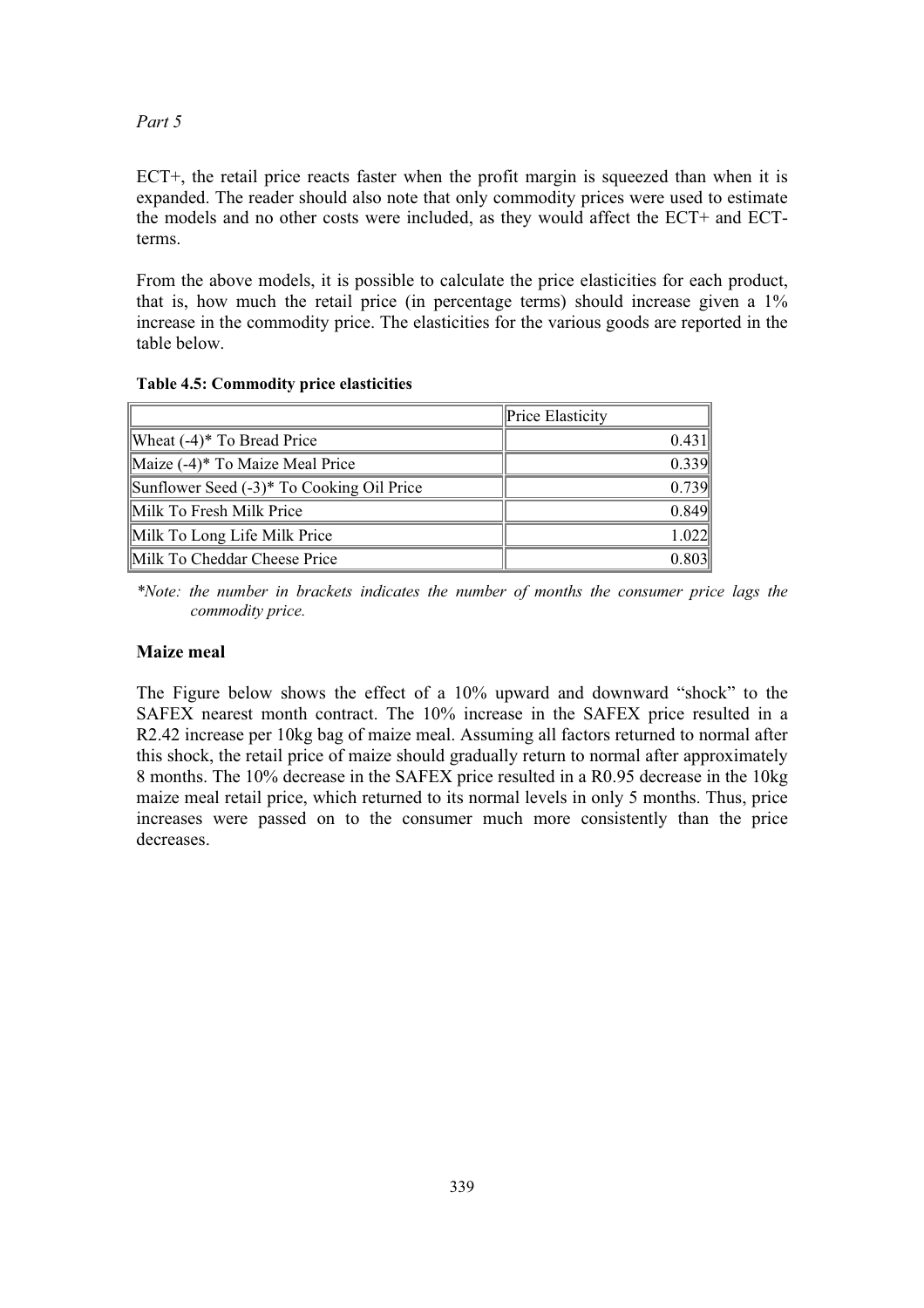ECT+, the retail price reacts faster when the profit margin is squeezed than when it is expanded. The reader should also note that only commodity prices were used to estimate the models and no other costs were included, as they would affect the ECT+ and ECT- terms.

From the above models, it is possible to calculate the price elasticities for each product, that is, how much the retail price (in percentage terms) should increase given a 1% increase in the commodity price. The elasticities for the various goods are reported in the table below.

**Table 4.5: Commodity price elasticities**

| | Price Elasticity |
|---|---|
| Wheat (-4)* To Bread Price | 0.431 |
| Maize (-4)* To Maize Meal Price | 0.339 |
| Sunflower Seed (-3)* To Cooking Oil Price | 0.739 |
| Milk To Fresh Milk Price | 0.849 |
| Milk To Long Life Milk Price | 1.022 |
| Milk To Cheddar Cheese Price | 0.803 |

*\*Note: the number in brackets indicates the number of months the consumer price lags the commodity price.*

### Maize meal

The Figure below shows the effect of a 10% upward and downward "shock" to the SAFEX nearest month contract. The 10% increase in the SAFEX price resulted in a R2.42 increase per 10kg bag of maize meal. Assuming all factors returned to normal after this shock, the retail price of maize should gradually return to normal after approximately 8 months. The 10% decrease in the SAFEX price resulted in a R0.95 decrease in the 10kg maize meal retail price, which returned to its normal levels in only 5 months. Thus, price increases were passed on to the consumer much more consistently than the price decreases.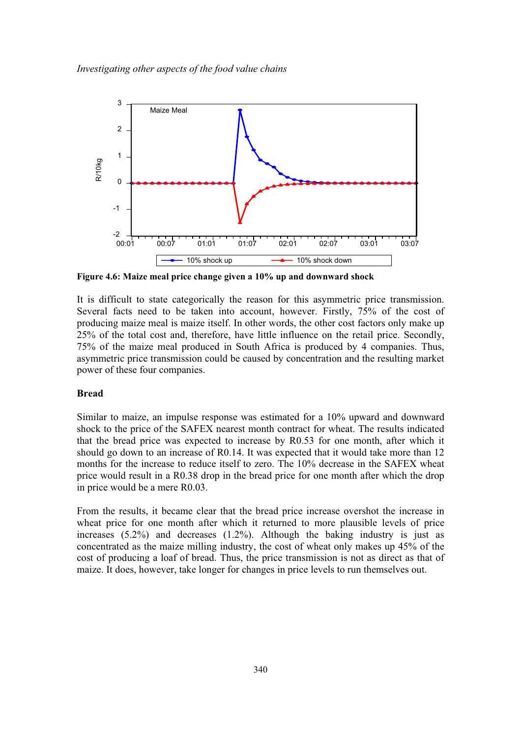Figure 4.6: Maize meal price change given a 10% up and downward shock

It is difficult to state categorically the reason for this asymmetric price transmission. Several facts need to be taken into account, however. Firstly, 75% of the cost of producing maize meal is maize itself. In other words, the other cost factors only make up 25% of the total cost and, therefore, have little influence on the retail price. Secondly, 75% of the maize meal produced in South Africa is produced by 4 companies. Thus, asymmetric price transmission could be caused by concentration and the resulting market power of these four companies.

**Bread**

Similar to maize, an impulse response was estimated for a 10% upward and downward shock to the price of the SAFEX nearest month contract for wheat. The results indicated that the bread price was expected to increase by R0.53 for one month, after which it should go down to an increase of R0.14. It was expected that it would take more than 12 months for the increase to reduce itself to zero. The 10% decrease in the SAFEX wheat price would result in a R0.38 drop in the bread price for one month after which the drop in price would be a mere R0.03.

From the results, it became clear that the bread price increase overshot the increase in wheat price for one month after which it returned to more plausible levels of price increases (5.2%) and decreases (1.2%). Although the baking industry is just as concentrated as the maize milling industry, the cost of wheat only makes up 45% of the cost of producing a loaf of bread. Thus, the price transmission is not as direct as that of maize. It does, however, take longer for changes in price levels to run themselves out.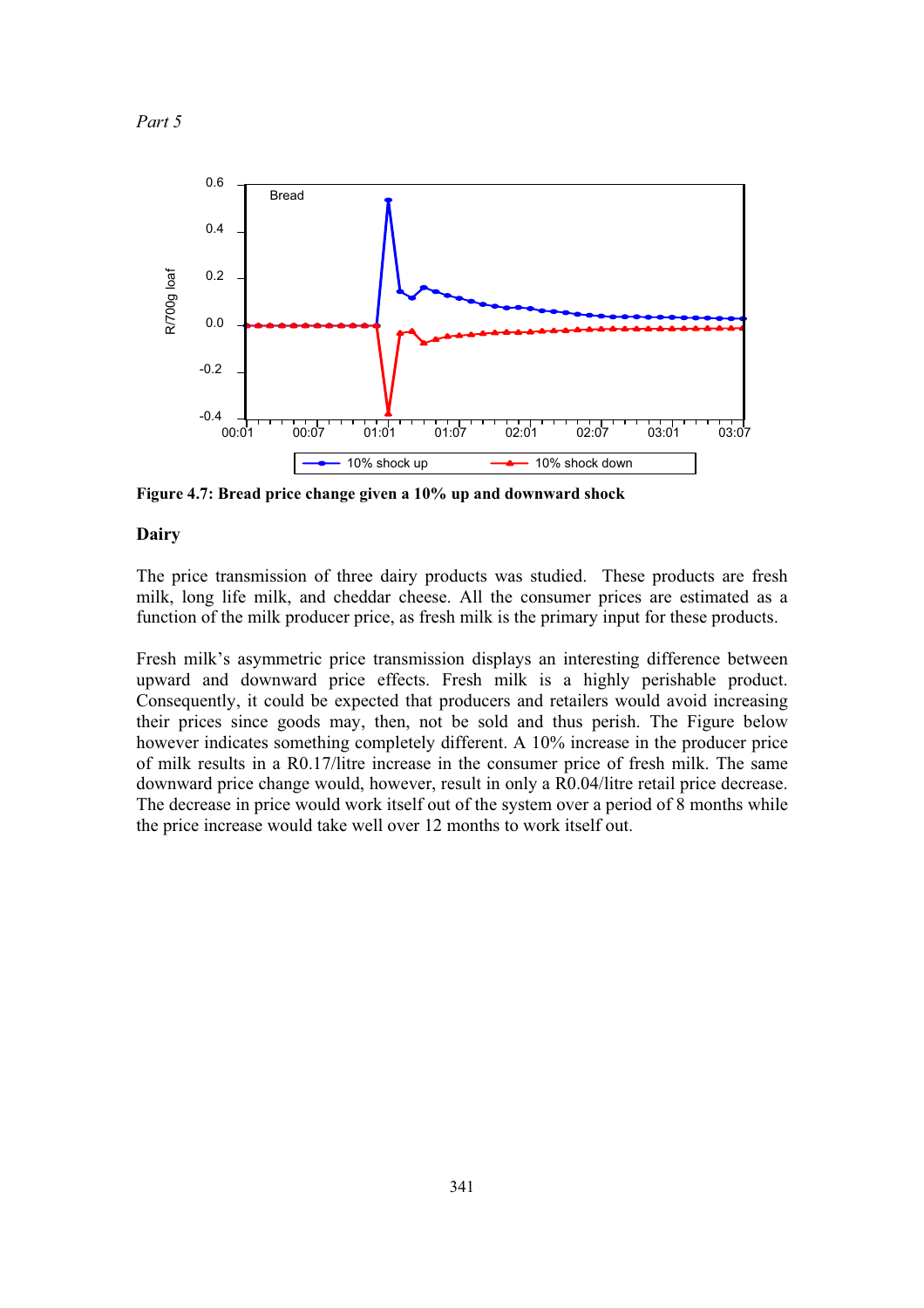*Part 5*

Figure 4.7: Bread price change given a 10% up and downward shock

**Dairy**

The price transmission of three dairy products was studied. These products are fresh milk, long life milk, and cheddar cheese. All the consumer prices are estimated as a function of the milk producer price, as fresh milk is the primary input for these products.

Fresh milk's asymmetric price transmission displays an interesting difference between upward and downward price effects. Fresh milk is a highly perishable product. Consequently, it could be expected that producers and retailers would avoid increasing their prices since goods may, then, not be sold and thus perish. The Figure below however indicates something completely different. A 10% increase in the producer price of milk results in a R0.17/litre increase in the consumer price of fresh milk. The same downward price change would, however, result in only a R0.04/litre retail price decrease. The decrease in price would work itself out of the system over a period of 8 months while the price increase would take well over 12 months to work itself out.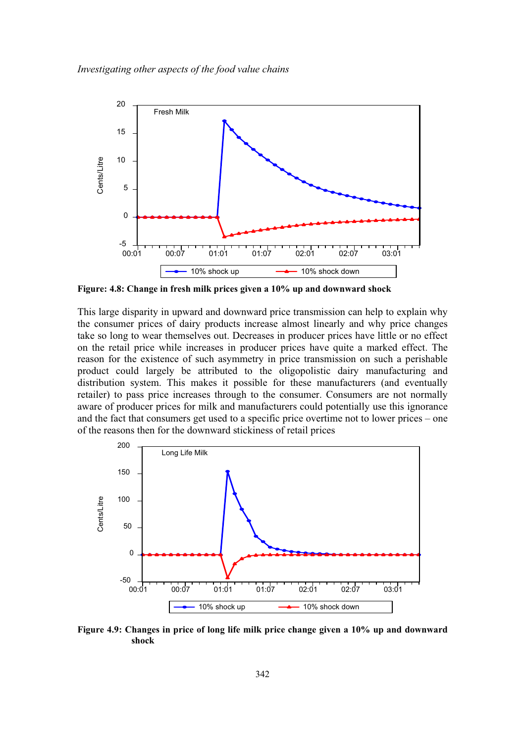**Figure: 4.8: Change in fresh milk prices given a 10% up and downward shock**

This large disparity in upward and downward price transmission can help to explain why the consumer prices of dairy products increase almost linearly and why price changes take so long to wear themselves out. Decreases in producer prices have little or no effect on the retail price while increases in producer prices have quite a marked effect. The reason for the existence of such asymmetry in price transmission on such a perishable product could largely be attributed to the oligopolistic dairy manufacturing and distribution system. This makes it possible for these manufacturers (and eventually retailer) to pass price increases through to the consumer. Consumers are not normally aware of producer prices for milk and manufacturers could potentially use this ignorance and the fact that consumers get used to a specific price overtime not to lower prices – one of the reasons then for the downward stickiness of retail prices

**Figure 4.9: Changes in price of long life milk price change given a 10% up and downward shock**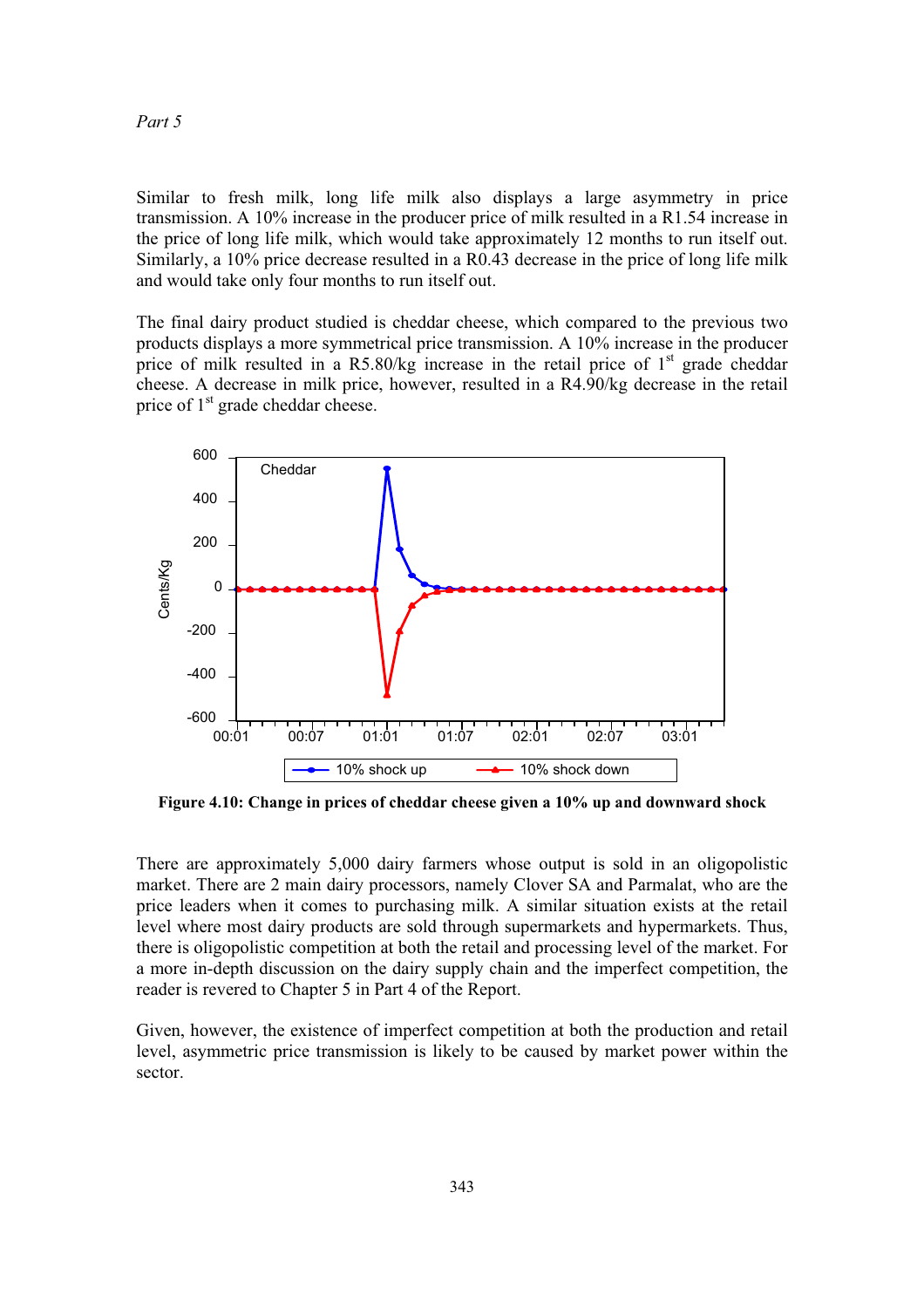*Part 5*

Similar to fresh milk, long life milk also displays a large asymmetry in price transmission. A 10% increase in the producer price of milk resulted in a R1.54 increase in the price of long life milk, which would take approximately 12 months to run itself out. Similarly, a 10% price decrease resulted in a R0.43 decrease in the price of long life milk and would take only four months to run itself out.

The final dairy product studied is cheddar cheese, which compared to the previous two products displays a more symmetrical price transmission. A 10% increase in the producer price of milk resulted in a R5.80/kg increase in the retail price of 1st grade cheddar cheese. A decrease in milk price, however, resulted in a R4.90/kg decrease in the retail price of 1st grade cheddar cheese.

**Figure 4.10: Change in prices of cheddar cheese given a 10% up and downward shock**

There are approximately 5,000 dairy farmers whose output is sold in an oligopolistic market. There are 2 main dairy processors, namely Clover SA and Parmalat, who are the price leaders when it comes to purchasing milk. A similar situation exists at the retail level where most dairy products are sold through supermarkets and hypermarkets. Thus, there is oligopolistic competition at both the retail and processing level of the market. For a more in-depth discussion on the dairy supply chain and the imperfect competition, the reader is revered to Chapter 5 in Part 4 of the Report.

Given, however, the existence of imperfect competition at both the production and retail level, asymmetric price transmission is likely to be caused by market power within the sector.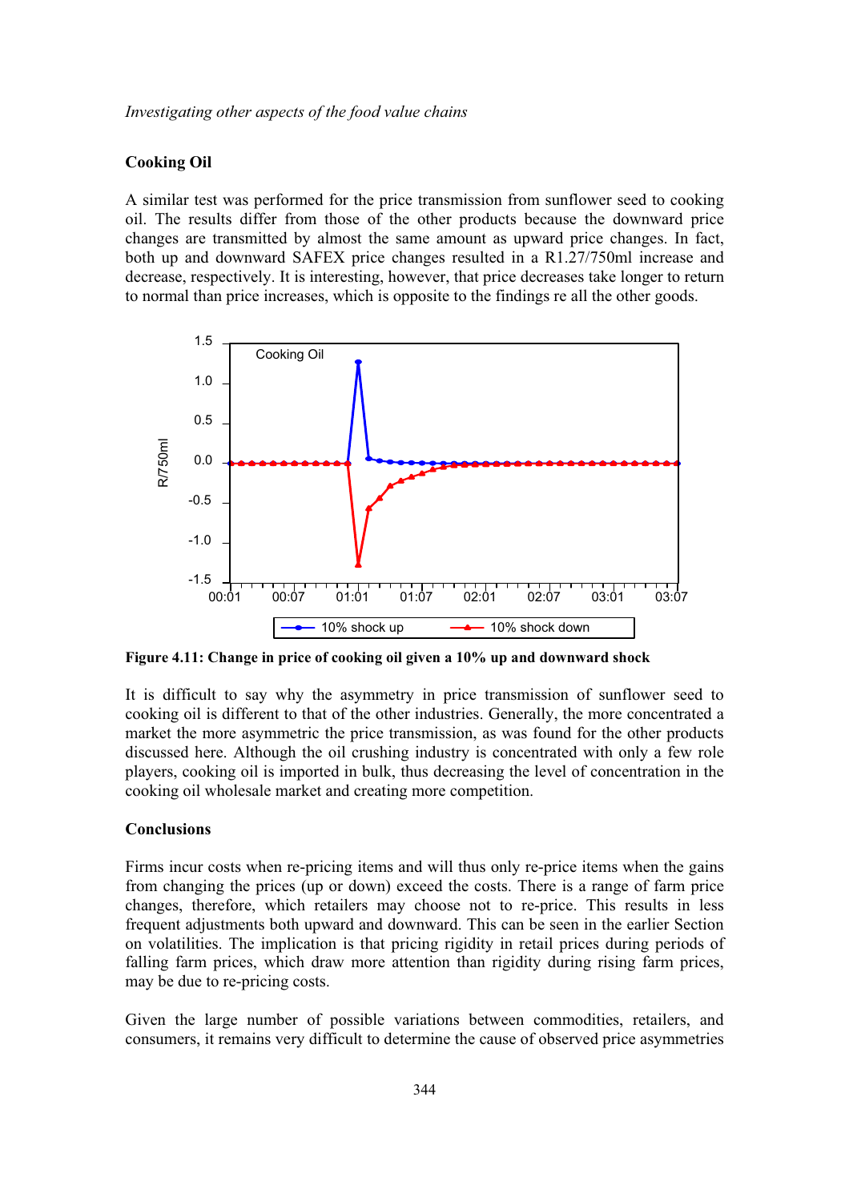### Cooking Oil

A similar test was performed for the price transmission from sunflower seed to cooking oil. The results differ from those of the other products because the downward price changes are transmitted by almost the same amount as upward price changes. In fact, both up and downward SAFEX price changes resulted in a R1.27/750ml increase and decrease, respectively. It is interesting, however, that price decreases take longer to return to normal than price increases, which is opposite to the findings re all the other goods.

**Figure 4.11: Change in price of cooking oil given a 10% up and downward shock**

It is difficult to say why the asymmetry in price transmission of sunflower seed to cooking oil is different to that of the other industries. Generally, the more concentrated a market the more asymmetric the price transmission, as was found for the other products discussed here. Although the oil crushing industry is concentrated with only a few role players, cooking oil is imported in bulk, thus decreasing the level of concentration in the cooking oil wholesale market and creating more competition.

### Conclusions

Firms incur costs when re-pricing items and will thus only re-price items when the gains from changing the prices (up or down) exceed the costs. There is a range of farm price changes, therefore, which retailers may choose not to re-price. This results in less frequent adjustments both upward and downward. This can be seen in the earlier Section on volatilities. The implication is that pricing rigidity in retail prices during periods of falling farm prices, which draw more attention than rigidity during rising farm prices, may be due to re-pricing costs.

Given the large number of possible variations between commodities, retailers, and consumers, it remains very difficult to determine the cause of observed price asymmetries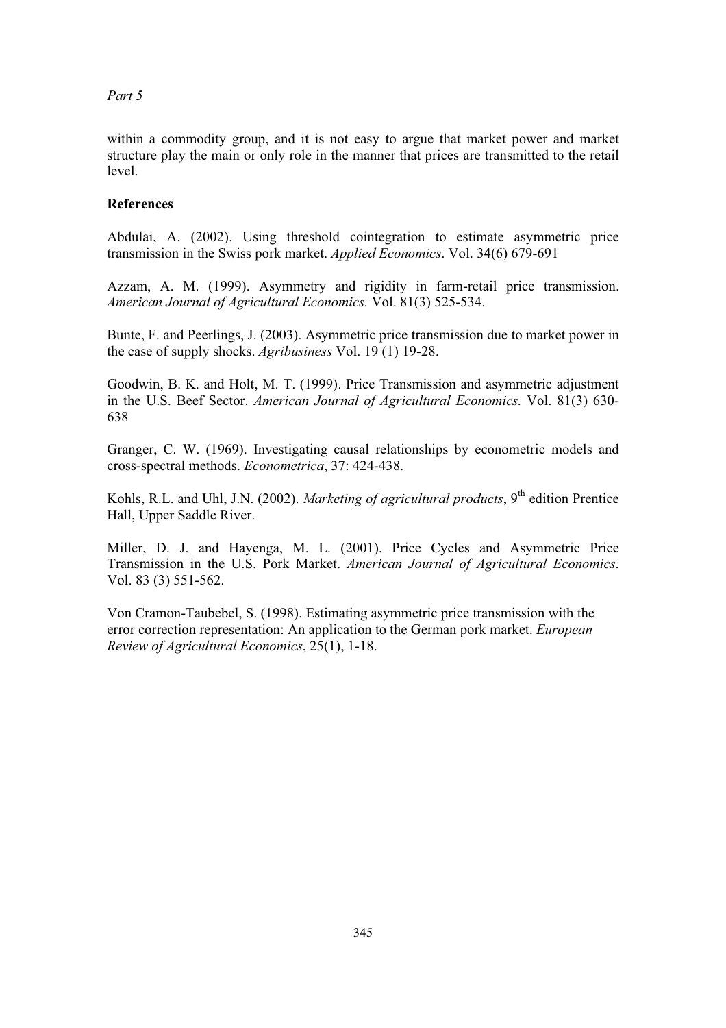within a commodity group, and it is not easy to argue that market power and market structure play the main or only role in the manner that prices are transmitted to the retail level.

**References**

Abdulai, A. (2002). Using threshold cointegration to estimate asymmetric price transmission in the Swiss pork market. *Applied Economics*. Vol. 34(6) 679-691

Azzam, A. M. (1999). Asymmetry and rigidity in farm-retail price transmission. *American Journal of Agricultural Economics.* Vol. 81(3) 525-534.

Bunte, F. and Peerlings, J. (2003). Asymmetric price transmission due to market power in the case of supply shocks. *Agribusiness* Vol. 19 (1) 19-28.

Goodwin, B. K. and Holt, M. T. (1999). Price Transmission and asymmetric adjustment in the U.S. Beef Sector. *American Journal of Agricultural Economics.* Vol. 81(3) 630-638

Granger, C. W. (1969). Investigating causal relationships by econometric models and cross-spectral methods. *Econometrica*, 37: 424-438.

Kohls, R.L. and Uhl, J.N. (2002). *Marketing of agricultural products*, 9th edition Prentice Hall, Upper Saddle River.

Miller, D. J. and Hayenga, M. L. (2001). Price Cycles and Asymmetric Price Transmission in the U.S. Pork Market. *American Journal of Agricultural Economics*. Vol. 83 (3) 551-562.

Von Cramon-Taubebel, S. (1998). Estimating asymmetric price transmission with the error correction representation: An application to the German pork market. *European Review of Agricultural Economics*, 25(1), 1-18.